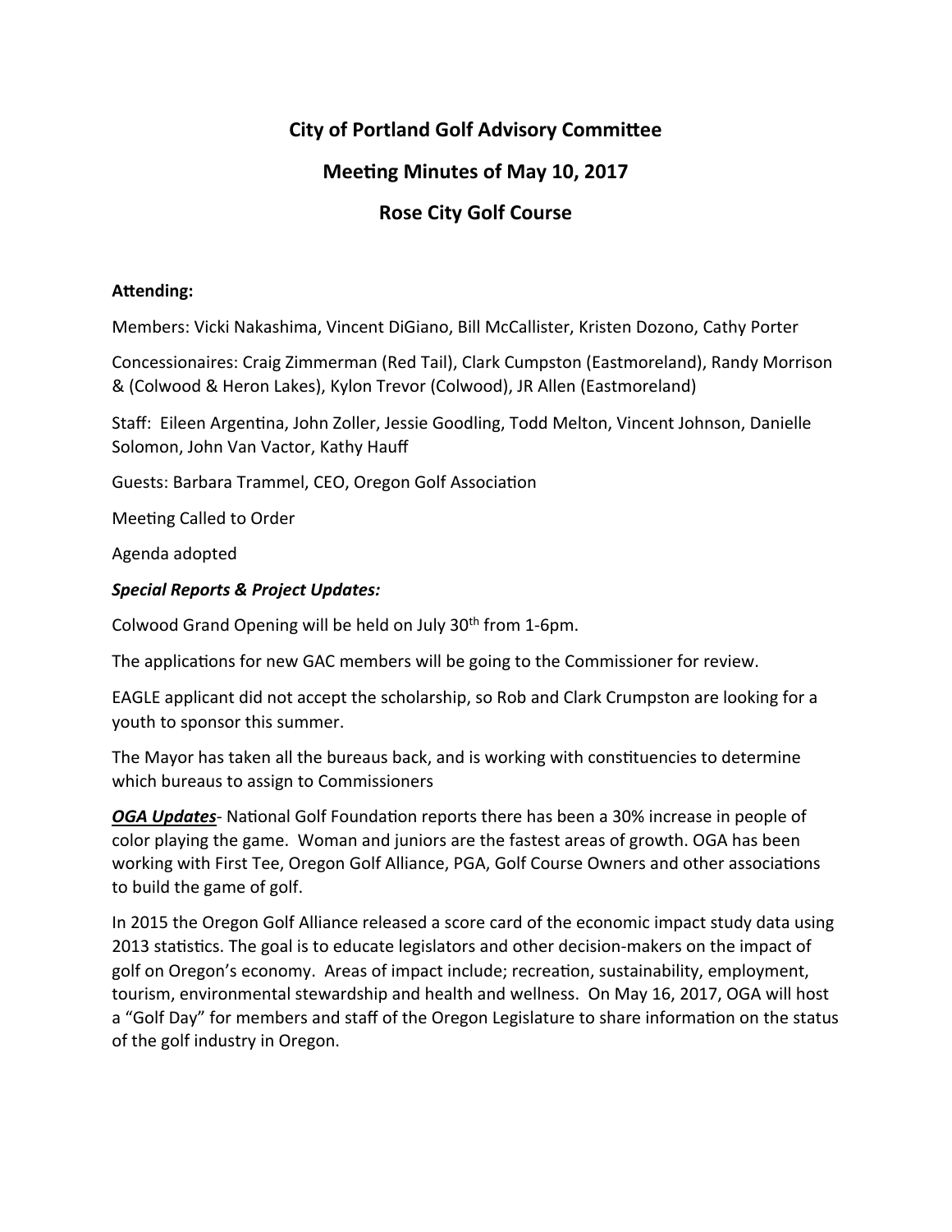# City of Portland Golf Advisory Committee

## Meeting Minutes of May 10, 2017

## Rose City Golf Course

**Attending:**

Members: Vicki Nakashima, Vincent DiGiano, Bill McCallister, Kristen Dozono, Cathy Porter

Concessionaires: Craig Zimmerman (Red Tail), Clark Cumpston (Eastmoreland), Randy Morrison & (Colwood & Heron Lakes), Kylon Trevor (Colwood), JR Allen (Eastmoreland)

Staff: Eileen Argentina, John Zoller, Jessie Goodling, Todd Melton, Vincent Johnson, Danielle Solomon, John Van Vactor, Kathy Hauff

Guests: Barbara Trammel, CEO, Oregon Golf Association

Meeting Called to Order

Agenda adopted

***Special Reports & Project Updates:***

Colwood Grand Opening will be held on July 30th from 1-6pm.

The applications for new GAC members will be going to the Commissioner for review.

EAGLE applicant did not accept the scholarship, so Rob and Clark Crumpston are looking for a youth to sponsor this summer.

The Mayor has taken all the bureaus back, and is working with constituencies to determine which bureaus to assign to Commissioners

***OGA Updates***- National Golf Foundation reports there has been a 30% increase in people of color playing the game. Woman and juniors are the fastest areas of growth. OGA has been working with First Tee, Oregon Golf Alliance, PGA, Golf Course Owners and other associations to build the game of golf.

In 2015 the Oregon Golf Alliance released a score card of the economic impact study data using 2013 statistics. The goal is to educate legislators and other decision-makers on the impact of golf on Oregon's economy. Areas of impact include; recreation, sustainability, employment, tourism, environmental stewardship and health and wellness. On May 16, 2017, OGA will host a "Golf Day" for members and staff of the Oregon Legislature to share information on the status of the golf industry in Oregon.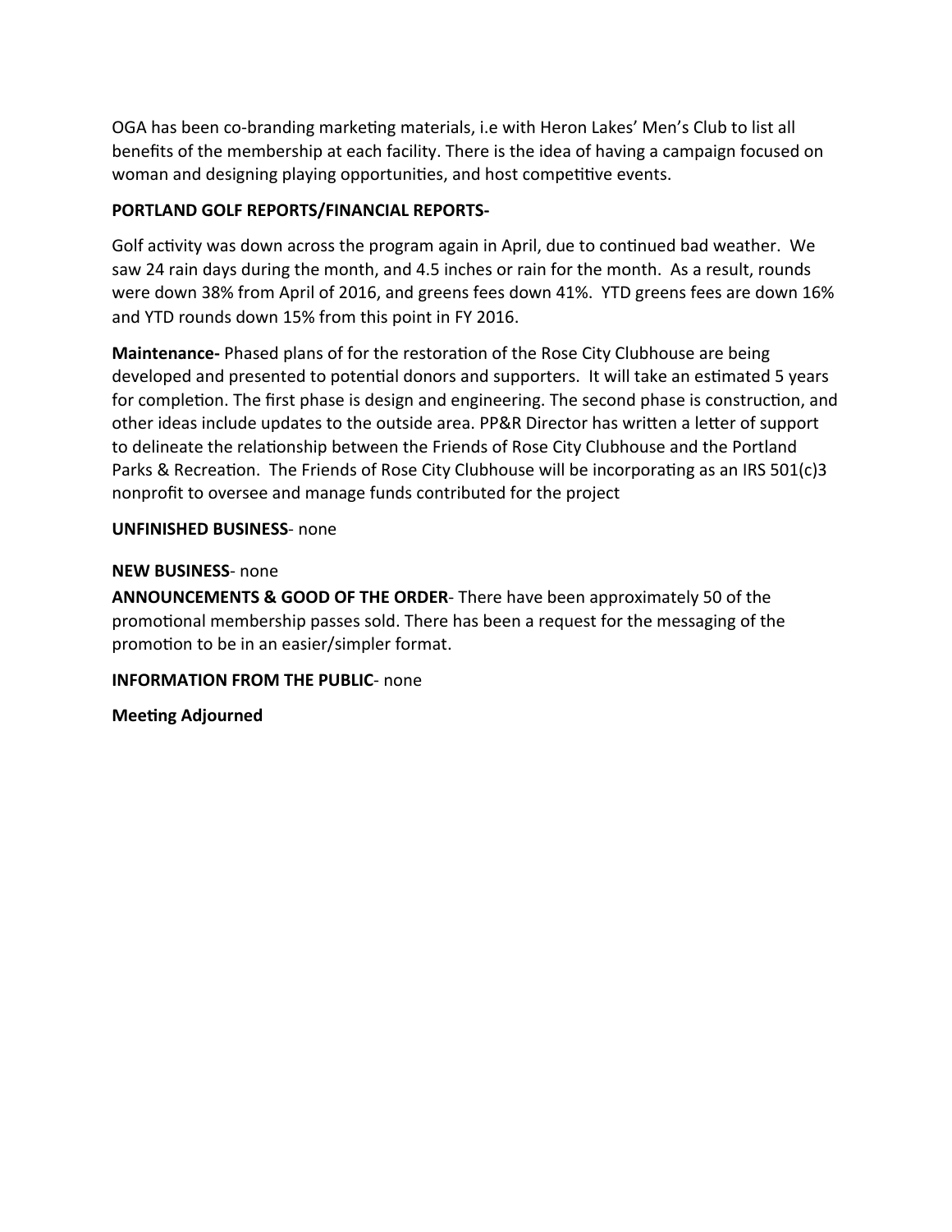OGA has been co-branding marketing materials, i.e with Heron Lakes' Men's Club to list all benefits of the membership at each facility. There is the idea of having a campaign focused on woman and designing playing opportunities, and host competitive events.

**PORTLAND GOLF REPORTS/FINANCIAL REPORTS-**

Golf activity was down across the program again in April, due to continued bad weather. We saw 24 rain days during the month, and 4.5 inches or rain for the month. As a result, rounds were down 38% from April of 2016, and greens fees down 41%. YTD greens fees are down 16% and YTD rounds down 15% from this point in FY 2016.

**Maintenance-** Phased plans of for the restoration of the Rose City Clubhouse are being developed and presented to potential donors and supporters. It will take an estimated 5 years for completion. The first phase is design and engineering. The second phase is construction, and other ideas include updates to the outside area. PP&R Director has written a letter of support to delineate the relationship between the Friends of Rose City Clubhouse and the Portland Parks & Recreation. The Friends of Rose City Clubhouse will be incorporating as an IRS 501(c)3 nonprofit to oversee and manage funds contributed for the project

**UNFINISHED BUSINESS**- none

**NEW BUSINESS**- none

**ANNOUNCEMENTS & GOOD OF THE ORDER**- There have been approximately 50 of the promotional membership passes sold. There has been a request for the messaging of the promotion to be in an easier/simpler format.

**INFORMATION FROM THE PUBLIC**- none

**Meeting Adjourned**